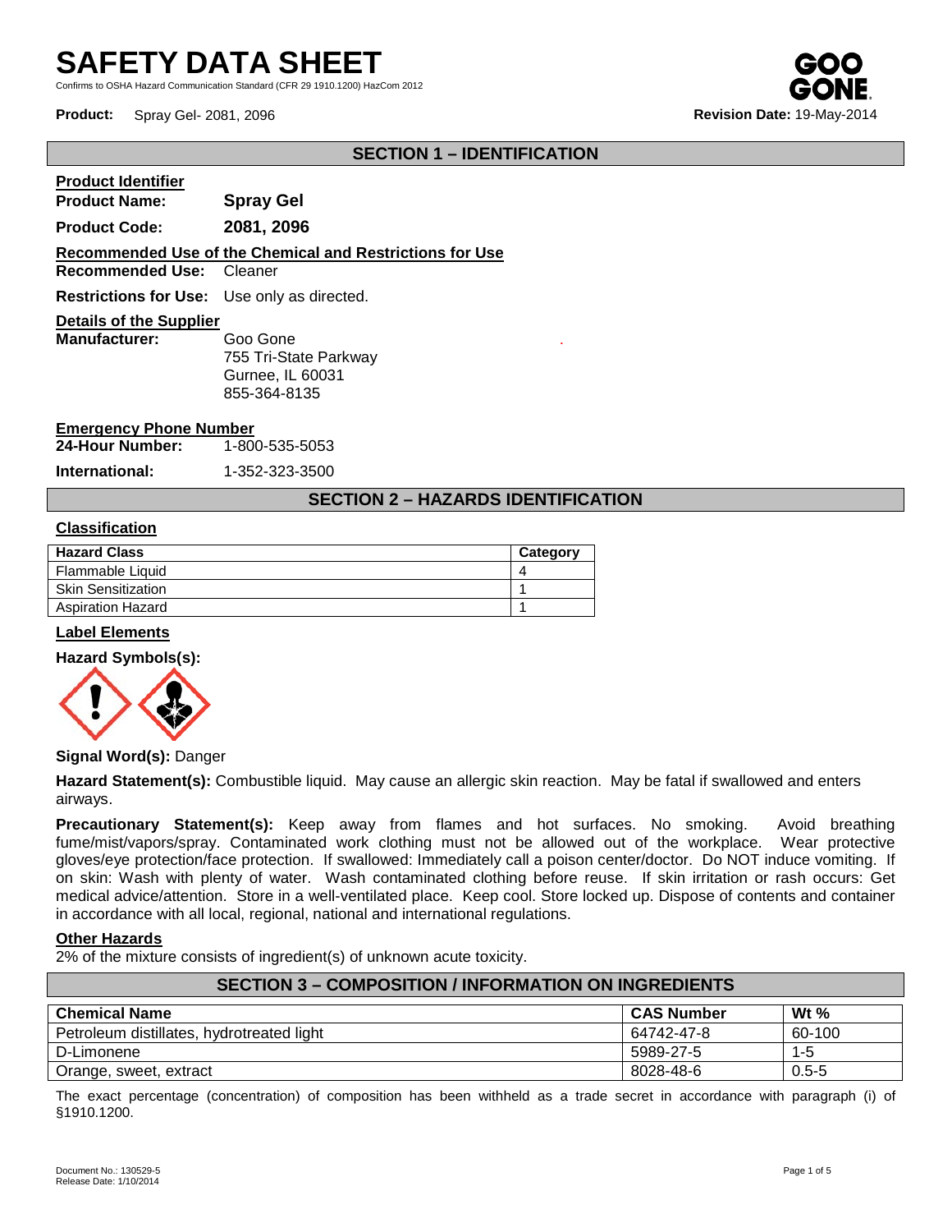# SAFETY DATA SHEET

Confirms to OSHA Hazard Communication Standard (CFR 29 1910.1200) HazCom 2012

**Product:** Spray Gel- 2081, 2096 **Revision Date:** 19-May-2014

## SECTION 1 – IDENTIFICATION

**Product Identifier**

**Product Name:** **Spray Gel**

**Product Code:** **2081, 2096**

**Recommended Use of the Chemical and Restrictions for Use**

**Recommended Use:** Cleaner

**Restrictions for Use:** Use only as directed.

**Details of the Supplier**

**Manufacturer:** Goo Gone
755 Tri-State Parkway
Gurnee, IL 60031
855-364-8135

**Emergency Phone Number**

**24-Hour Number:** 1-800-535-5053

**International:** 1-352-323-3500

## SECTION 2 – HAZARDS IDENTIFICATION

**Classification**

| Hazard Class | Category |
|---|---|
| Flammable Liquid | 4 |
| Skin Sensitization | 1 |
| Aspiration Hazard | 1 |

**Label Elements**

**Hazard Symbols(s):**

**Signal Word(s):** Danger

**Hazard Statement(s):** Combustible liquid. May cause an allergic skin reaction. May be fatal if swallowed and enters airways.

**Precautionary Statement(s):** Keep away from flames and hot surfaces. No smoking. Avoid breathing fume/mist/vapors/spray. Contaminated work clothing must not be allowed out of the workplace. Wear protective gloves/eye protection/face protection. If swallowed: Immediately call a poison center/doctor. Do NOT induce vomiting. If on skin: Wash with plenty of water. Wash contaminated clothing before reuse. If skin irritation or rash occurs: Get medical advice/attention. Store in a well-ventilated place. Keep cool. Store locked up. Dispose of contents and container in accordance with all local, regional, national and international regulations.

**Other Hazards**

2% of the mixture consists of ingredient(s) of unknown acute toxicity.

## SECTION 3 – COMPOSITION / INFORMATION ON INGREDIENTS

| Chemical Name | CAS Number | Wt % |
|---|---|---|
| Petroleum distillates, hydrotreated light | 64742-47-8 | 60-100 |
| D-Limonene | 5989-27-5 | 1-5 |
| Orange, sweet, extract | 8028-48-6 | 0.5-5 |

The exact percentage (concentration) of composition has been withheld as a trade secret in accordance with paragraph (i) of §1910.1200.

Document No.: 130529-5
Release Date: 1/10/2014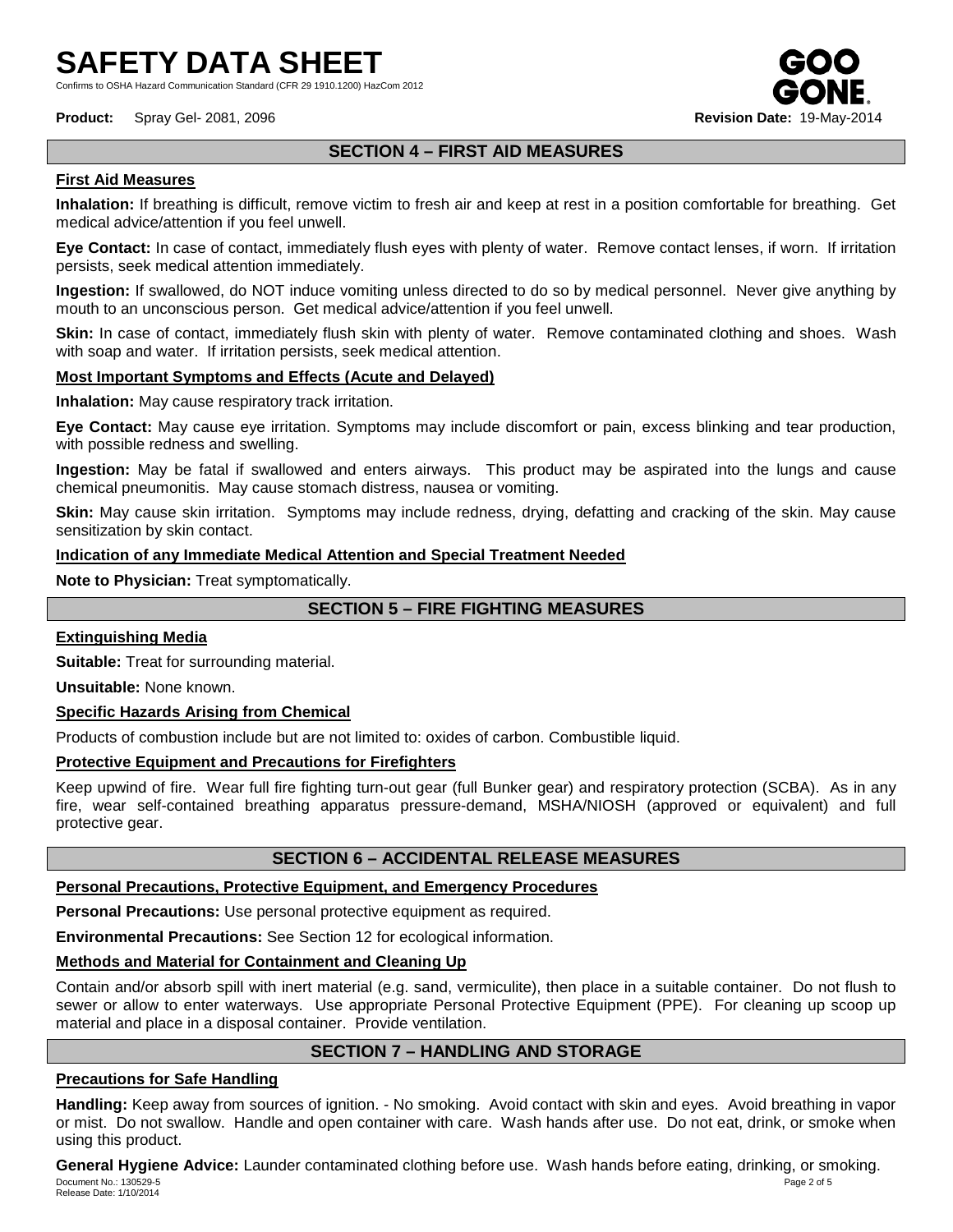## SECTION 4 – FIRST AID MEASURES

### First Aid Measures

**Inhalation:** If breathing is difficult, remove victim to fresh air and keep at rest in a position comfortable for breathing. Get medical advice/attention if you feel unwell.

**Eye Contact:** In case of contact, immediately flush eyes with plenty of water. Remove contact lenses, if worn. If irritation persists, seek medical attention immediately.

**Ingestion:** If swallowed, do NOT induce vomiting unless directed to do so by medical personnel. Never give anything by mouth to an unconscious person. Get medical advice/attention if you feel unwell.

**Skin:** In case of contact, immediately flush skin with plenty of water. Remove contaminated clothing and shoes. Wash with soap and water. If irritation persists, seek medical attention.

### Most Important Symptoms and Effects (Acute and Delayed)

**Inhalation:** May cause respiratory track irritation.

**Eye Contact:** May cause eye irritation. Symptoms may include discomfort or pain, excess blinking and tear production, with possible redness and swelling.

**Ingestion:** May be fatal if swallowed and enters airways. This product may be aspirated into the lungs and cause chemical pneumonitis. May cause stomach distress, nausea or vomiting.

**Skin:** May cause skin irritation. Symptoms may include redness, drying, defatting and cracking of the skin. May cause sensitization by skin contact.

### Indication of any Immediate Medical Attention and Special Treatment Needed

**Note to Physician:** Treat symptomatically.

## SECTION 5 – FIRE FIGHTING MEASURES

### Extinguishing Media

**Suitable:** Treat for surrounding material.

**Unsuitable:** None known.

### Specific Hazards Arising from Chemical

Products of combustion include but are not limited to: oxides of carbon. Combustible liquid.

### Protective Equipment and Precautions for Firefighters

Keep upwind of fire. Wear full fire fighting turn-out gear (full Bunker gear) and respiratory protection (SCBA). As in any fire, wear self-contained breathing apparatus pressure-demand, MSHA/NIOSH (approved or equivalent) and full protective gear.

## SECTION 6 – ACCIDENTAL RELEASE MEASURES

### Personal Precautions, Protective Equipment, and Emergency Procedures

**Personal Precautions:** Use personal protective equipment as required.

**Environmental Precautions:** See Section 12 for ecological information.

### Methods and Material for Containment and Cleaning Up

Contain and/or absorb spill with inert material (e.g. sand, vermiculite), then place in a suitable container. Do not flush to sewer or allow to enter waterways. Use appropriate Personal Protective Equipment (PPE). For cleaning up scoop up material and place in a disposal container. Provide ventilation.

## SECTION 7 – HANDLING AND STORAGE

### Precautions for Safe Handling

**Handling:** Keep away from sources of ignition. - No smoking. Avoid contact with skin and eyes. Avoid breathing in vapor or mist. Do not swallow. Handle and open container with care. Wash hands after use. Do not eat, drink, or smoke when using this product.

**General Hygiene Advice:** Launder contaminated clothing before use. Wash hands before eating, drinking, or smoking.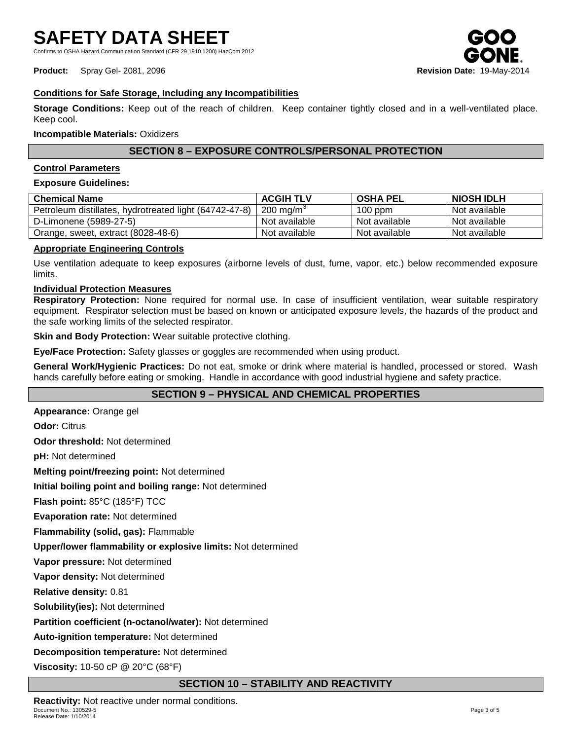### Conditions for Safe Storage, Including any Incompatibilities

**Storage Conditions:** Keep out of the reach of children. Keep container tightly closed and in a well-ventilated place. Keep cool.

**Incompatible Materials:** Oxidizers

## SECTION 8 – EXPOSURE CONTROLS/PERSONAL PROTECTION

### Control Parameters

**Exposure Guidelines:**

| Chemical Name | ACGIH TLV | OSHA PEL | NIOSH IDLH |
|---|---|---|---|
| Petroleum distillates, hydrotreated light (64742-47-8) | 200 $mg/m^3$ | 100 ppm | Not available |
| D-Limonene (5989-27-5) | Not available | Not available | Not available |
| Orange, sweet, extract (8028-48-6) | Not available | Not available | Not available |

### Appropriate Engineering Controls

Use ventilation adequate to keep exposures (airborne levels of dust, fume, vapor, etc.) below recommended exposure limits.

### Individual Protection Measures

**Respiratory Protection:** None required for normal use. In case of insufficient ventilation, wear suitable respiratory equipment. Respirator selection must be based on known or anticipated exposure levels, the hazards of the product and the safe working limits of the selected respirator.

**Skin and Body Protection:** Wear suitable protective clothing.

**Eye/Face Protection:** Safety glasses or goggles are recommended when using product.

**General Work/Hygienic Practices:** Do not eat, smoke or drink where material is handled, processed or stored. Wash hands carefully before eating or smoking. Handle in accordance with good industrial hygiene and safety practice.

## SECTION 9 – PHYSICAL AND CHEMICAL PROPERTIES

**Appearance:** Orange gel

**Odor:** Citrus

**Odor threshold:** Not determined

**pH:** Not determined

**Melting point/freezing point:** Not determined

**Initial boiling point and boiling range:** Not determined

**Flash point:** 85°C (185°F) TCC

**Evaporation rate:** Not determined

**Flammability (solid, gas):** Flammable

**Upper/lower flammability or explosive limits:** Not determined

**Vapor pressure:** Not determined

**Vapor density:** Not determined

**Relative density:** 0.81

**Solubility(ies):** Not determined

**Partition coefficient (n-octanol/water):** Not determined

**Auto-ignition temperature:** Not determined

**Decomposition temperature:** Not determined

**Viscosity:** 10-50 cP @ 20°C (68°F)

## SECTION 10 – STABILITY AND REACTIVITY

**Reactivity:** Not reactive under normal conditions.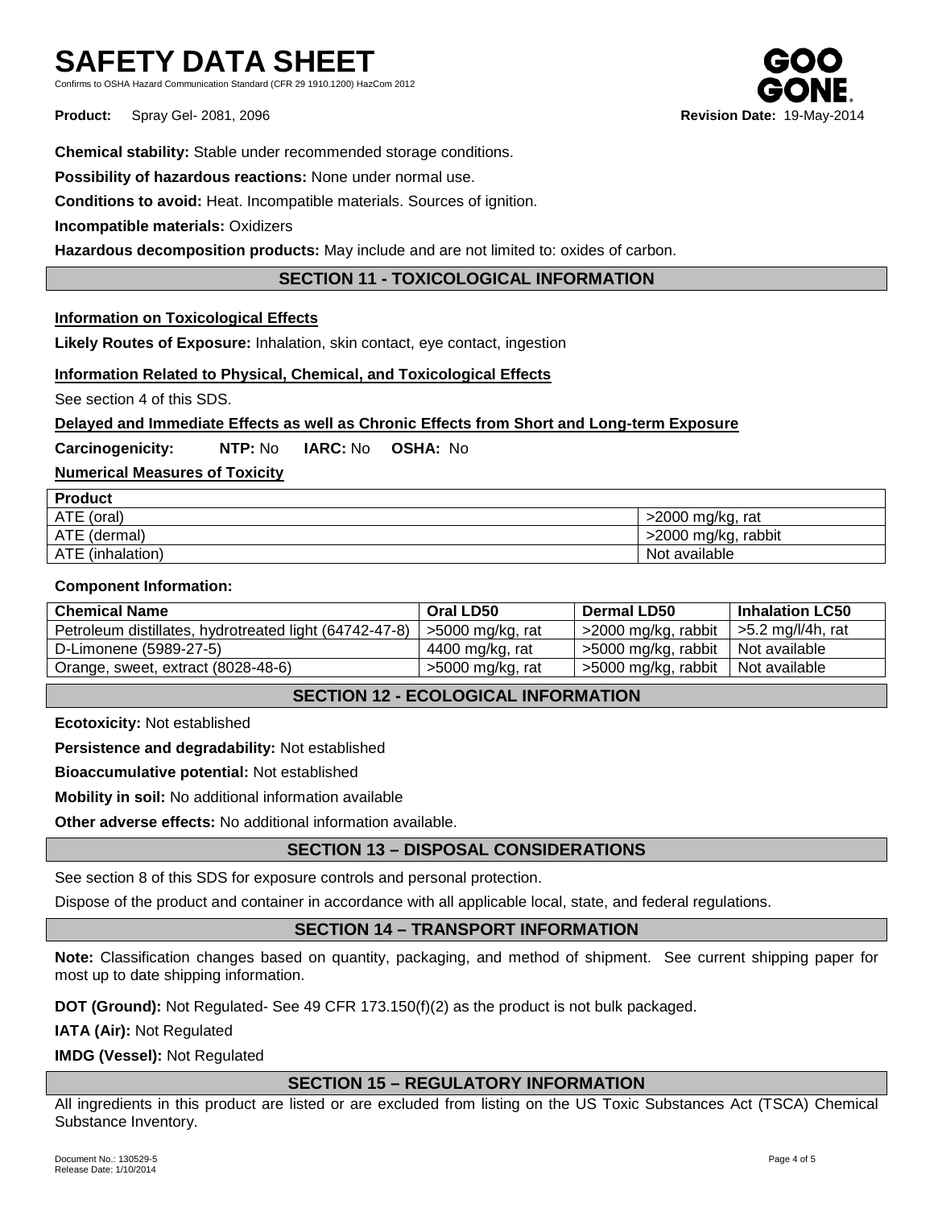**Chemical stability:** Stable under recommended storage conditions.

**Possibility of hazardous reactions:** None under normal use.

**Conditions to avoid:** Heat. Incompatible materials. Sources of ignition.

**Incompatible materials:** Oxidizers

**Hazardous decomposition products:** May include and are not limited to: oxides of carbon.

## SECTION 11 - TOXICOLOGICAL INFORMATION

**Information on Toxicological Effects**

**Likely Routes of Exposure:** Inhalation, skin contact, eye contact, ingestion

**Information Related to Physical, Chemical, and Toxicological Effects**

See section 4 of this SDS.

**Delayed and Immediate Effects as well as Chronic Effects from Short and Long-term Exposure**

**Carcinogenicity:** **NTP:** No **IARC:** No **OSHA:** No

**Numerical Measures of Toxicity**

| **Product** | |
|---|---|
| ATE (oral) | >2000 mg/kg, rat |
| ATE (dermal) | >2000 mg/kg, rabbit |
| ATE (inhalation) | Not available |

**Component Information:**

| **Chemical Name** | **Oral LD50** | **Dermal LD50** | **Inhalation LC50** |
|---|---|---|---|
| Petroleum distillates, hydrotreated light (64742-47-8) | >5000 mg/kg, rat | >2000 mg/kg, rabbit | >5.2 mg/l/4h, rat |
| D-Limonene (5989-27-5) | 4400 mg/kg, rat | >5000 mg/kg, rabbit | Not available |
| Orange, sweet, extract (8028-48-6) | >5000 mg/kg, rat | >5000 mg/kg, rabbit | Not available |

## SECTION 12 - ECOLOGICAL INFORMATION

**Ecotoxicity:** Not established

**Persistence and degradability:** Not established

**Bioaccumulative potential:** Not established

**Mobility in soil:** No additional information available

**Other adverse effects:** No additional information available.

## SECTION 13 – DISPOSAL CONSIDERATIONS

See section 8 of this SDS for exposure controls and personal protection.

Dispose of the product and container in accordance with all applicable local, state, and federal regulations.

## SECTION 14 – TRANSPORT INFORMATION

**Note:** Classification changes based on quantity, packaging, and method of shipment. See current shipping paper for most up to date shipping information.

**DOT (Ground):** Not Regulated- See 49 CFR 173.150(f)(2) as the product is not bulk packaged.

**IATA (Air):** Not Regulated

**IMDG (Vessel):** Not Regulated

## SECTION 15 – REGULATORY INFORMATION

All ingredients in this product are listed or are excluded from listing on the US Toxic Substances Act (TSCA) Chemical Substance Inventory.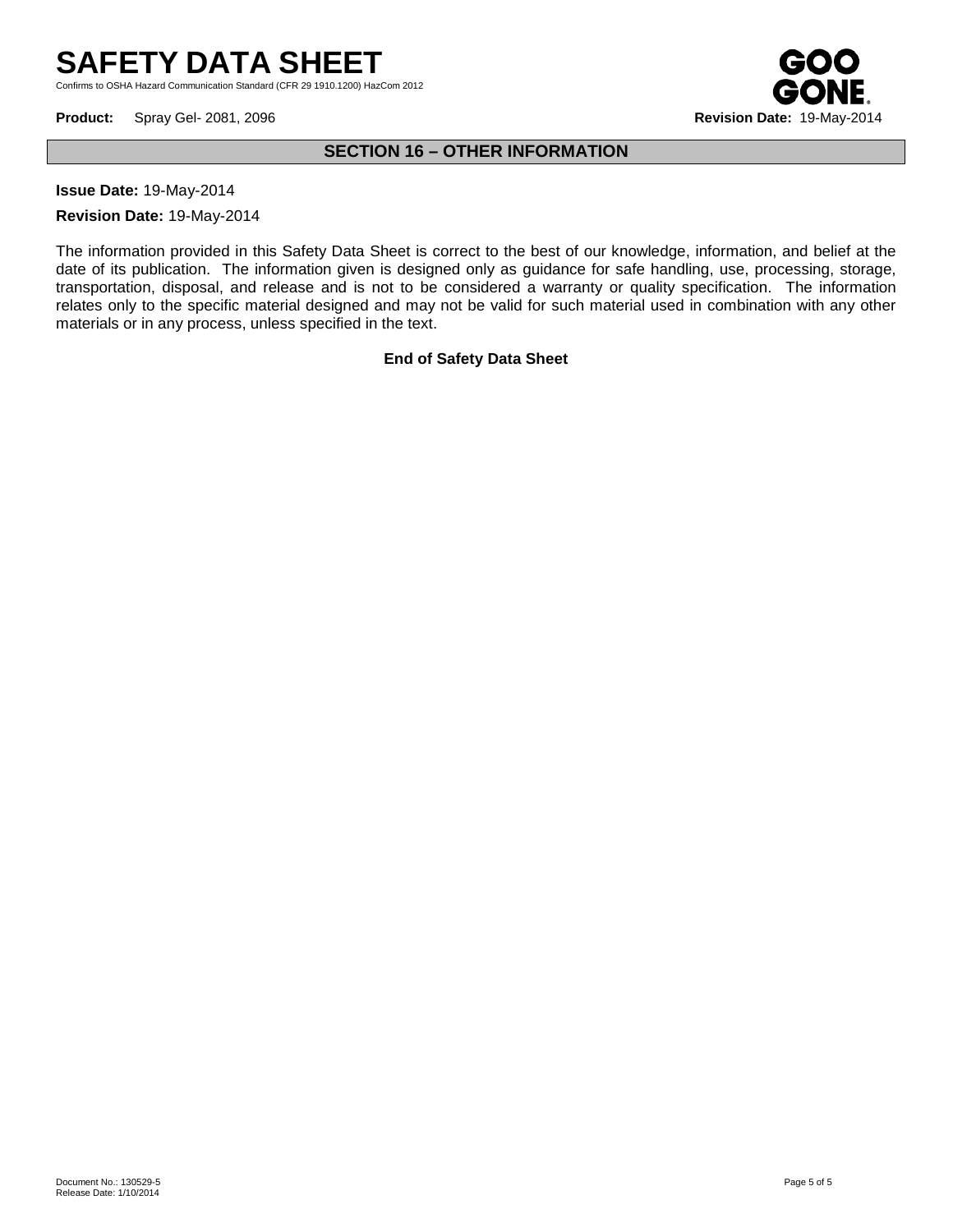## SECTION 16 – OTHER INFORMATION

**Issue Date:** 19-May-2014

**Revision Date:** 19-May-2014

The information provided in this Safety Data Sheet is correct to the best of our knowledge, information, and belief at the date of its publication. The information given is designed only as guidance for safe handling, use, processing, storage, transportation, disposal, and release and is not to be considered a warranty or quality specification. The information relates only to the specific material designed and may not be valid for such material used in combination with any other materials or in any process, unless specified in the text.

**End of Safety Data Sheet**